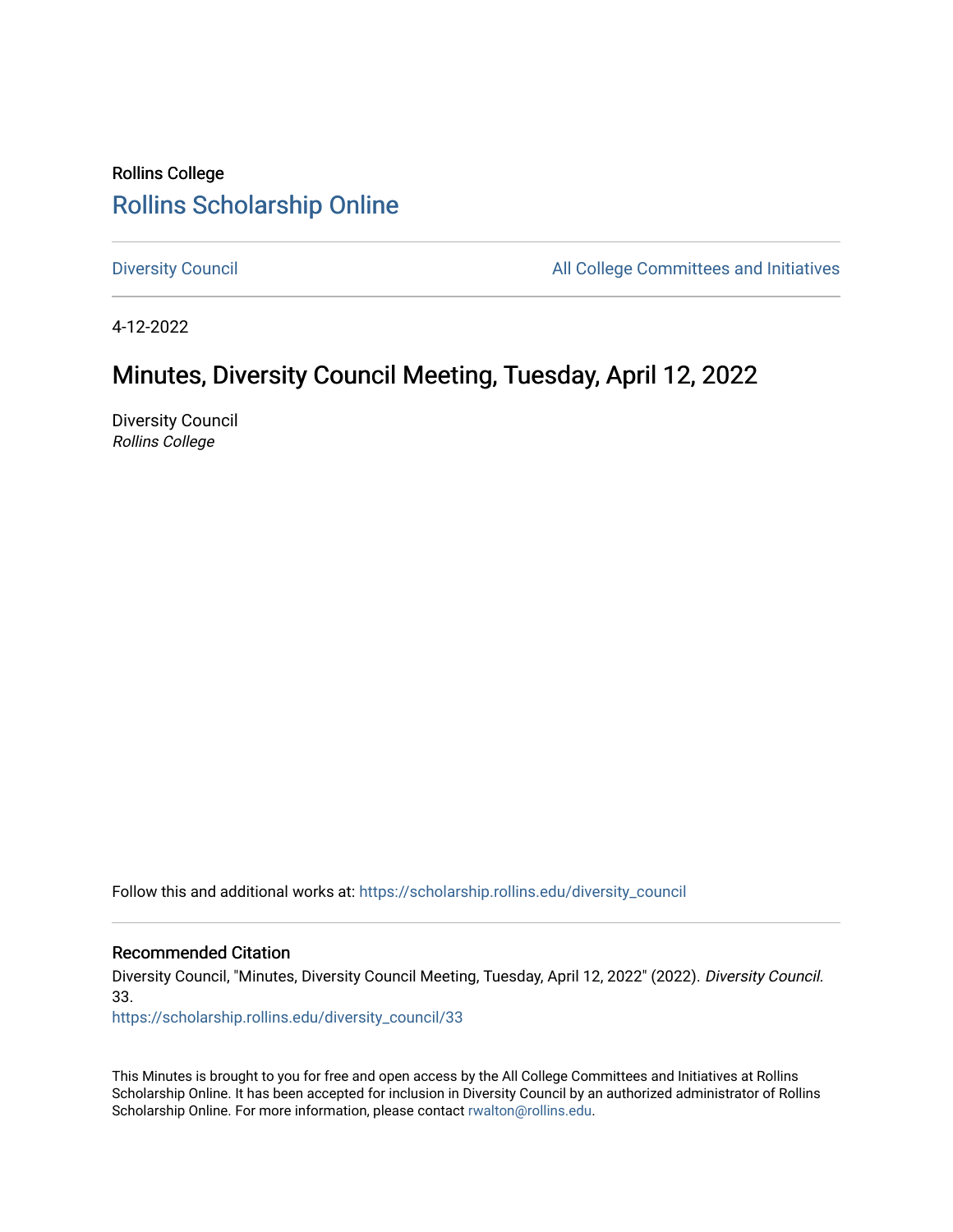Rollins College

# Rollins Scholarship Online

Diversity Council | All College Committees and Initiatives

4-12-2022

## Minutes, Diversity Council Meeting, Tuesday, April 12, 2022

Diversity Council
*Rollins College*

Follow this and additional works at: https://scholarship.rollins.edu/diversity_council

### Recommended Citation

Diversity Council, "Minutes, Diversity Council Meeting, Tuesday, April 12, 2022" (2022). *Diversity Council*. 33.
https://scholarship.rollins.edu/diversity_council/33

This Minutes is brought to you for free and open access by the All College Committees and Initiatives at Rollins Scholarship Online. It has been accepted for inclusion in Diversity Council by an authorized administrator of Rollins Scholarship Online. For more information, please contact rwalton@rollins.edu.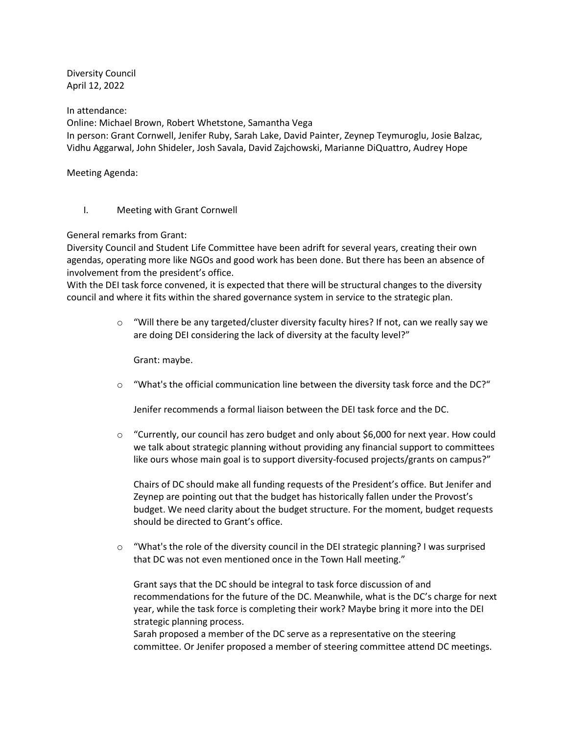Diversity Council
April 12, 2022

In attendance:
Online: Michael Brown, Robert Whetstone, Samantha Vega
In person: Grant Cornwell, Jenifer Ruby, Sarah Lake, David Painter, Zeynep Teymuroglu, Josie Balzac, Vidhu Aggarwal, John Shideler, Josh Savala, David Zajchowski, Marianne DiQuattro, Audrey Hope

Meeting Agenda:

I. Meeting with Grant Cornwell

General remarks from Grant:
Diversity Council and Student Life Committee have been adrift for several years, creating their own agendas, operating more like NGOs and good work has been done. But there has been an absence of involvement from the president's office.
With the DEI task force convened, it is expected that there will be structural changes to the diversity council and where it fits within the shared governance system in service to the strategic plan.

- "Will there be any targeted/cluster diversity faculty hires? If not, can we really say we are doing DEI considering the lack of diversity at the faculty level?"

  Grant: maybe.

- "What's the official communication line between the diversity task force and the DC?"

  Jenifer recommends a formal liaison between the DEI task force and the DC.

- "Currently, our council has zero budget and only about $6,000 for next year. How could we talk about strategic planning without providing any financial support to committees like ours whose main goal is to support diversity-focused projects/grants on campus?"

  Chairs of DC should make all funding requests of the President's office. But Jenifer and Zeynep are pointing out that the budget has historically fallen under the Provost's budget. We need clarity about the budget structure. For the moment, budget requests should be directed to Grant's office.

- "What's the role of the diversity council in the DEI strategic planning? I was surprised that DC was not even mentioned once in the Town Hall meeting."

  Grant says that the DC should be integral to task force discussion of and recommendations for the future of the DC. Meanwhile, what is the DC's charge for next year, while the task force is completing their work? Maybe bring it more into the DEI strategic planning process.
  Sarah proposed a member of the DC serve as a representative on the steering committee. Or Jenifer proposed a member of steering committee attend DC meetings.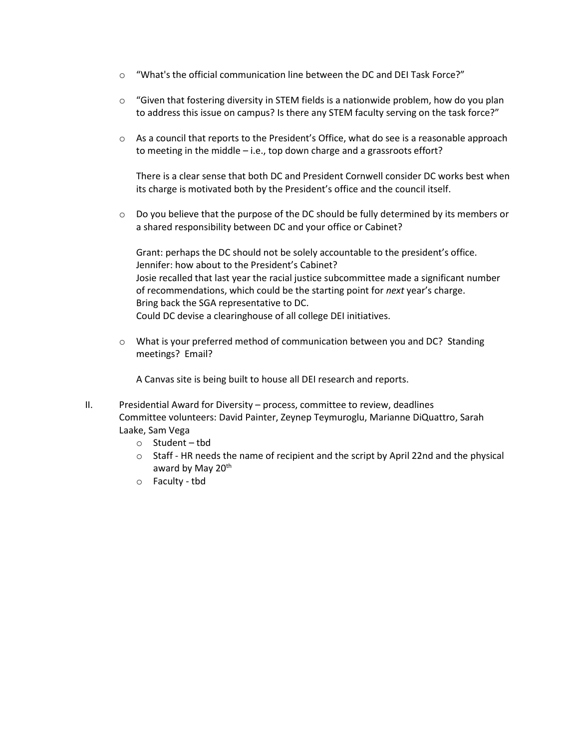- "What's the official communication line between the DC and DEI Task Force?"

- "Given that fostering diversity in STEM fields is a nationwide problem, how do you plan to address this issue on campus? Is there any STEM faculty serving on the task force?"

- As a council that reports to the President's Office, what do see is a reasonable approach to meeting in the middle – i.e., top down charge and a grassroots effort?

  There is a clear sense that both DC and President Cornwell consider DC works best when its charge is motivated both by the President's office and the council itself.

- Do you believe that the purpose of the DC should be fully determined by its members or a shared responsibility between DC and your office or Cabinet?

  Grant: perhaps the DC should not be solely accountable to the president's office.
  Jennifer: how about to the President's Cabinet?
  Josie recalled that last year the racial justice subcommittee made a significant number of recommendations, which could be the starting point for *next* year's charge.
  Bring back the SGA representative to DC.
  Could DC devise a clearinghouse of all college DEI initiatives.

- What is your preferred method of communication between you and DC? Standing meetings? Email?

  A Canvas site is being built to house all DEI research and reports.

II. Presidential Award for Diversity – process, committee to review, deadlines
Committee volunteers: David Painter, Zeynep Teymuroglu, Marianne DiQuattro, Sarah Laake, Sam Vega
   - Student – tbd
   - Staff - HR needs the name of recipient and the script by April 22nd and the physical award by May 20th
   - Faculty - tbd